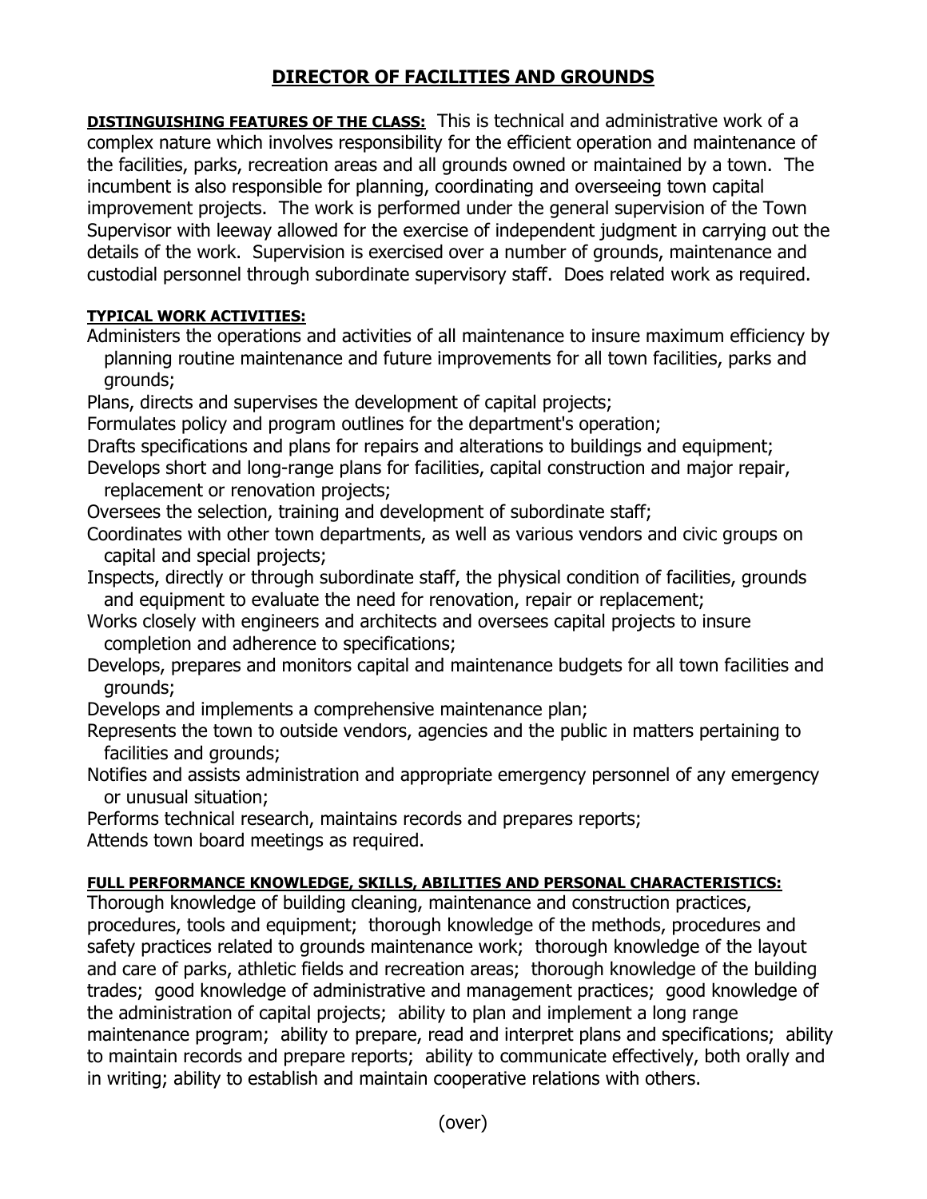# DIRECTOR OF FACILITIES AND GROUNDS

**DISTINGUISHING FEATURES OF THE CLASS:** This is technical and administrative work of a complex nature which involves responsibility for the efficient operation and maintenance of the facilities, parks, recreation areas and all grounds owned or maintained by a town. The incumbent is also responsible for planning, coordinating and overseeing town capital improvement projects. The work is performed under the general supervision of the Town Supervisor with leeway allowed for the exercise of independent judgment in carrying out the details of the work. Supervision is exercised over a number of grounds, maintenance and custodial personnel through subordinate supervisory staff. Does related work as required.

**TYPICAL WORK ACTIVITIES:**

Administers the operations and activities of all maintenance to insure maximum efficiency by planning routine maintenance and future improvements for all town facilities, parks and grounds;

Plans, directs and supervises the development of capital projects;

Formulates policy and program outlines for the department's operation;

Drafts specifications and plans for repairs and alterations to buildings and equipment;

Develops short and long-range plans for facilities, capital construction and major repair, replacement or renovation projects;

Oversees the selection, training and development of subordinate staff;

Coordinates with other town departments, as well as various vendors and civic groups on capital and special projects;

Inspects, directly or through subordinate staff, the physical condition of facilities, grounds and equipment to evaluate the need for renovation, repair or replacement;

Works closely with engineers and architects and oversees capital projects to insure completion and adherence to specifications;

Develops, prepares and monitors capital and maintenance budgets for all town facilities and grounds;

Develops and implements a comprehensive maintenance plan;

Represents the town to outside vendors, agencies and the public in matters pertaining to facilities and grounds;

Notifies and assists administration and appropriate emergency personnel of any emergency or unusual situation;

Performs technical research, maintains records and prepares reports;

Attends town board meetings as required.

**FULL PERFORMANCE KNOWLEDGE, SKILLS, ABILITIES AND PERSONAL CHARACTERISTICS:**

Thorough knowledge of building cleaning, maintenance and construction practices, procedures, tools and equipment; thorough knowledge of the methods, procedures and safety practices related to grounds maintenance work; thorough knowledge of the layout and care of parks, athletic fields and recreation areas; thorough knowledge of the building trades; good knowledge of administrative and management practices; good knowledge of the administration of capital projects; ability to plan and implement a long range maintenance program; ability to prepare, read and interpret plans and specifications; ability to maintain records and prepare reports; ability to communicate effectively, both orally and in writing; ability to establish and maintain cooperative relations with others.

(over)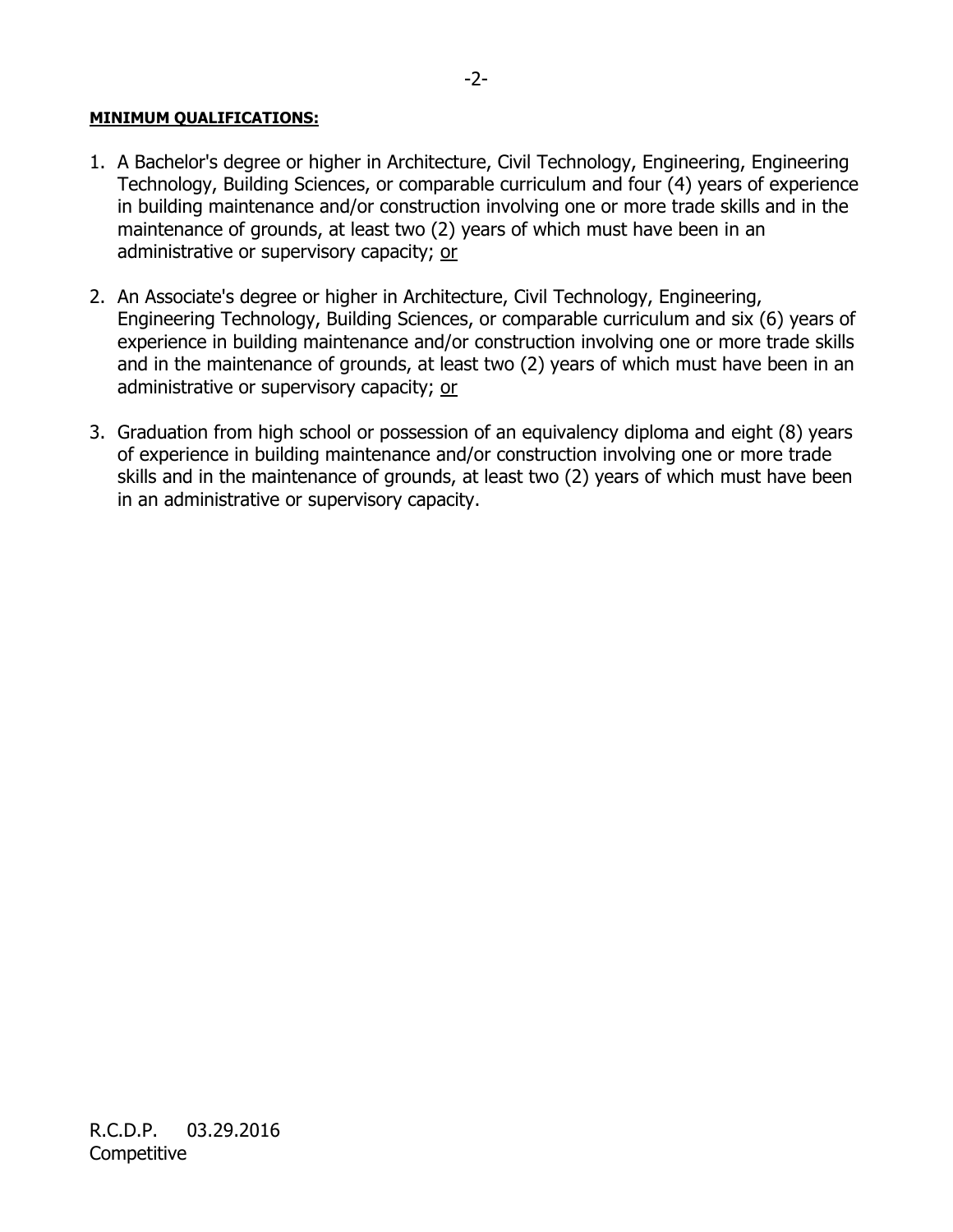**MINIMUM QUALIFICATIONS:**

1. A Bachelor's degree or higher in Architecture, Civil Technology, Engineering, Engineering Technology, Building Sciences, or comparable curriculum and four (4) years of experience in building maintenance and/or construction involving one or more trade skills and in the maintenance of grounds, at least two (2) years of which must have been in an administrative or supervisory capacity; or

2. An Associate's degree or higher in Architecture, Civil Technology, Engineering, Engineering Technology, Building Sciences, or comparable curriculum and six (6) years of experience in building maintenance and/or construction involving one or more trade skills and in the maintenance of grounds, at least two (2) years of which must have been in an administrative or supervisory capacity; or

3. Graduation from high school or possession of an equivalency diploma and eight (8) years of experience in building maintenance and/or construction involving one or more trade skills and in the maintenance of grounds, at least two (2) years of which must have been in an administrative or supervisory capacity.

R.C.D.P. 03.29.2016
Competitive